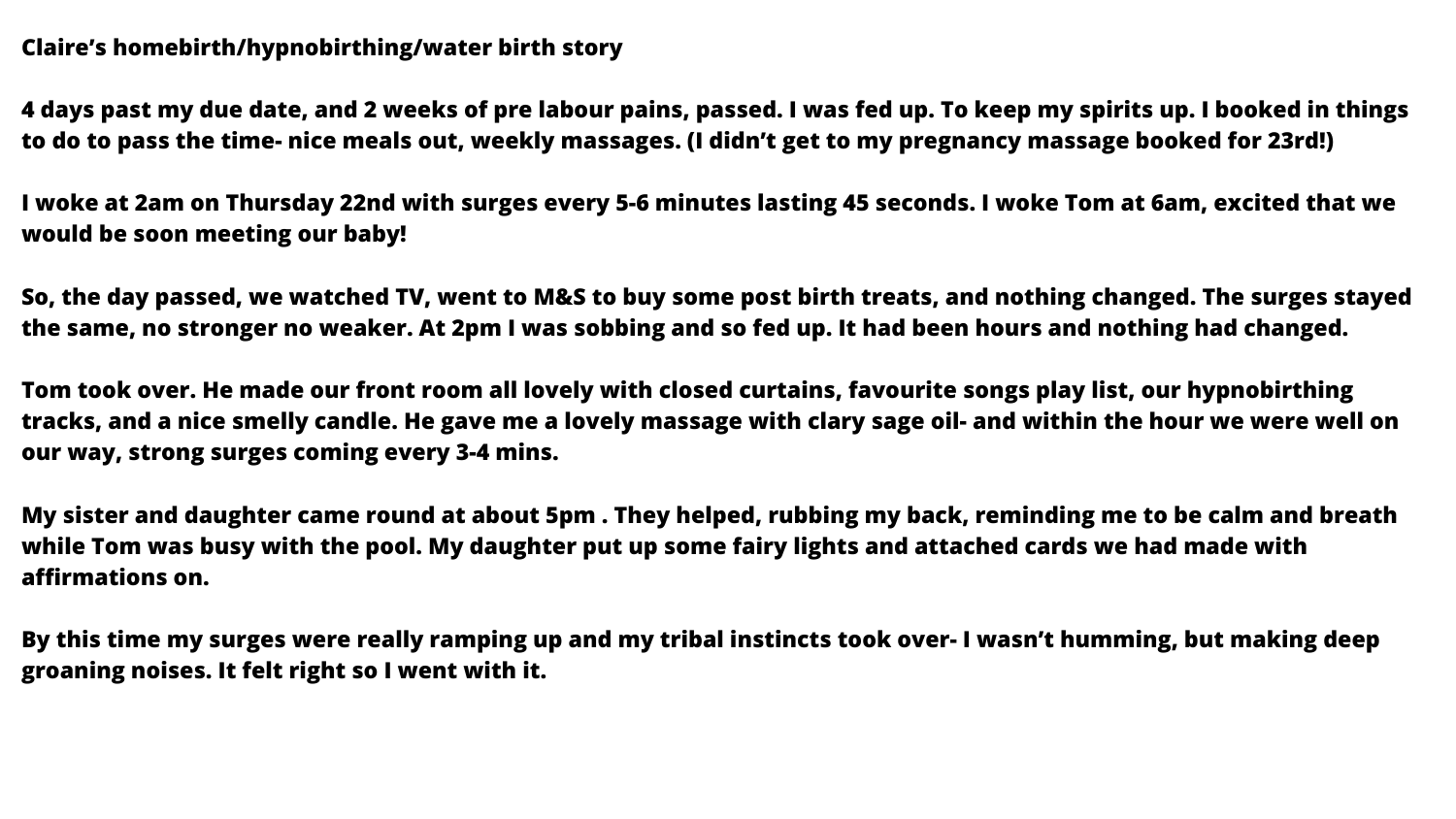**Claire's homebirth/hypnobirthing/water birth story**

**4 days past my due date, and 2 weeks of pre labour pains, passed. I was fed up. To keep my spirits up. I booked in things to do to pass the time- nice meals out, weekly massages. (I didn't get to my pregnancy massage booked for 23rd!)**

**I woke at 2am on Thursday 22nd with surges every 5-6 minutes lasting 45 seconds. I woke Tom at 6am, excited that we would be soon meeting our baby!**

**So, the day passed, we watched TV, went to M&S to buy some post birth treats, and nothing changed. The surges stayed the same, no stronger no weaker. At 2pm I was sobbing and so fed up. It had been hours and nothing had changed.**

**Tom took over. He made our front room all lovely with closed curtains, favourite songs play list, our hypnobirthing tracks, and a nice smelly candle. He gave me a lovely massage with clary sage oil- and within the hour we were well on our way, strong surges coming every 3-4 mins.**

**My sister and daughter came round at about 5pm . They helped, rubbing my back, reminding me to be calm and breath while Tom was busy with the pool. My daughter put up some fairy lights and attached cards we had made with affirmations on.**

**By this time my surges were really ramping up and my tribal instincts took over- I wasn't humming, but making deep groaning noises. It felt right so I went with it.**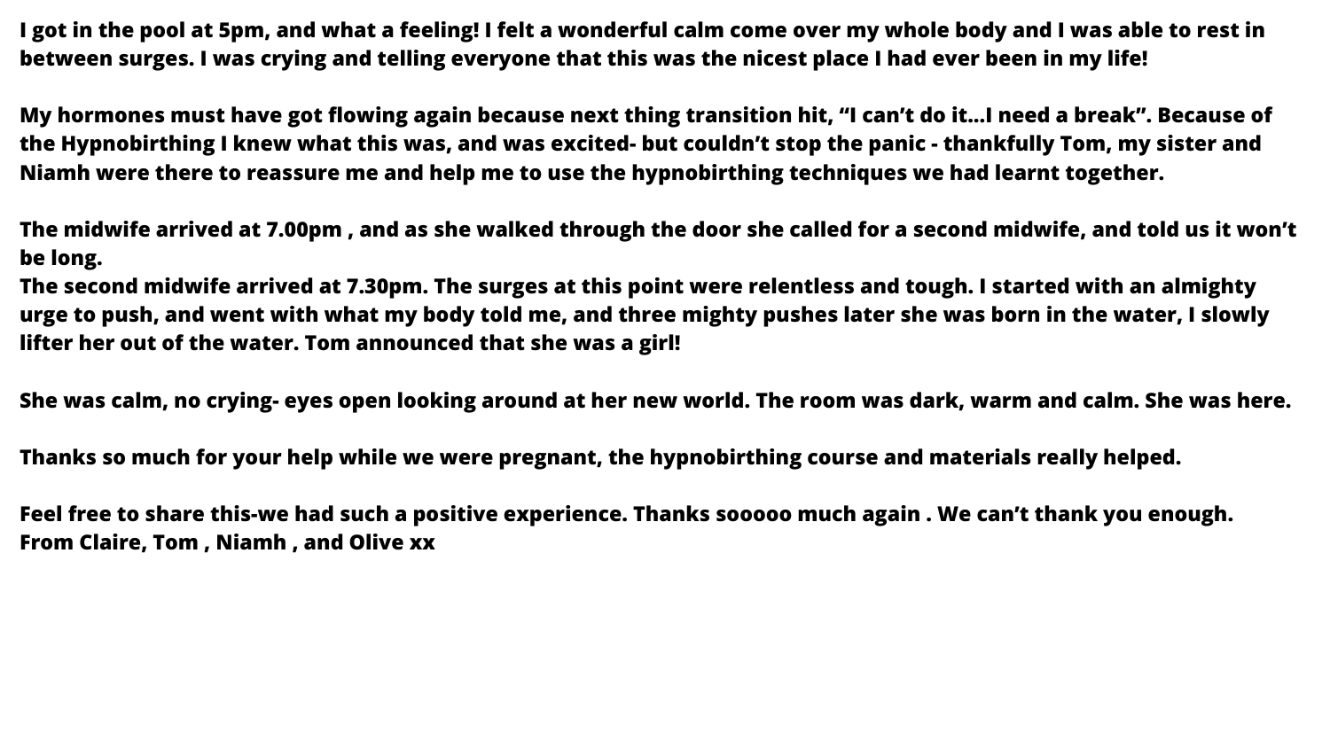**I got in the pool at 5pm, and what a feeling! I felt a wonderful calm come over my whole body and I was able to rest in between surges. I was crying and telling everyone that this was the nicest place I had ever been in my life!**

**My hormones must have got flowing again because next thing transition hit, "I can't do it…I need a break". Because of the Hypnobirthing I knew what this was, and was excited- but couldn't stop the panic - thankfully Tom, my sister and Niamh were there to reassure me and help me to use the hypnobirthing techniques we had learnt together.**

**The midwife arrived at 7.00pm , and as she walked through the door she called for a second midwife, and told us it won't be long.**
**The second midwife arrived at 7.30pm. The surges at this point were relentless and tough. I started with an almighty urge to push, and went with what my body told me, and three mighty pushes later she was born in the water, I slowly lifter her out of the water. Tom announced that she was a girl!**

**She was calm, no crying- eyes open looking around at her new world. The room was dark, warm and calm. She was here.**

**Thanks so much for your help while we were pregnant, the hypnobirthing course and materials really helped.**

**Feel free to share this-we had such a positive experience. Thanks sooooo much again . We can't thank you enough.**
**From Claire, Tom , Niamh , and Olive xx**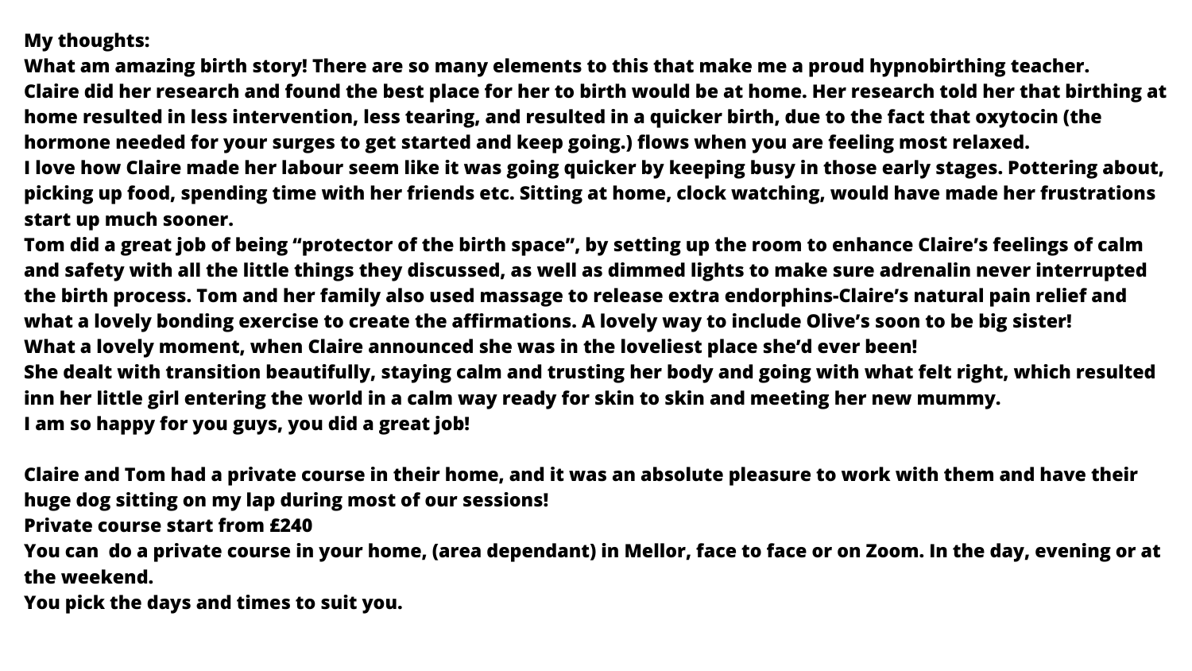**My thoughts:**

**What am amazing birth story! There are so many elements to this that make me a proud hypnobirthing teacher.**

**Claire did her research and found the best place for her to birth would be at home. Her research told her that birthing at home resulted in less intervention, less tearing, and resulted in a quicker birth, due to the fact that oxytocin (the hormone needed for your surges to get started and keep going.) flows when you are feeling most relaxed.**

**I love how Claire made her labour seem like it was going quicker by keeping busy in those early stages. Pottering about, picking up food, spending time with her friends etc. Sitting at home, clock watching, would have made her frustrations start up much sooner.**

**Tom did a great job of being "protector of the birth space", by setting up the room to enhance Claire's feelings of calm and safety with all the little things they discussed, as well as dimmed lights to make sure adrenalin never interrupted the birth process. Tom and her family also used massage to release extra endorphins-Claire's natural pain relief and what a lovely bonding exercise to create the affirmations. A lovely way to include Olive's soon to be big sister!**

**What a lovely moment, when Claire announced she was in the loveliest place she'd ever been!**

**She dealt with transition beautifully, staying calm and trusting her body and going with what felt right, which resulted inn her little girl entering the world in a calm way ready for skin to skin and meeting her new mummy.**

**I am so happy for you guys, you did a great job!**

**Claire and Tom had a private course in their home, and it was an absolute pleasure to work with them and have their huge dog sitting on my lap during most of our sessions!**

**Private course start from £240**

**You can do a private course in your home, (area dependant) in Mellor, face to face or on Zoom. In the day, evening or at the weekend.**

**You pick the days and times to suit you.**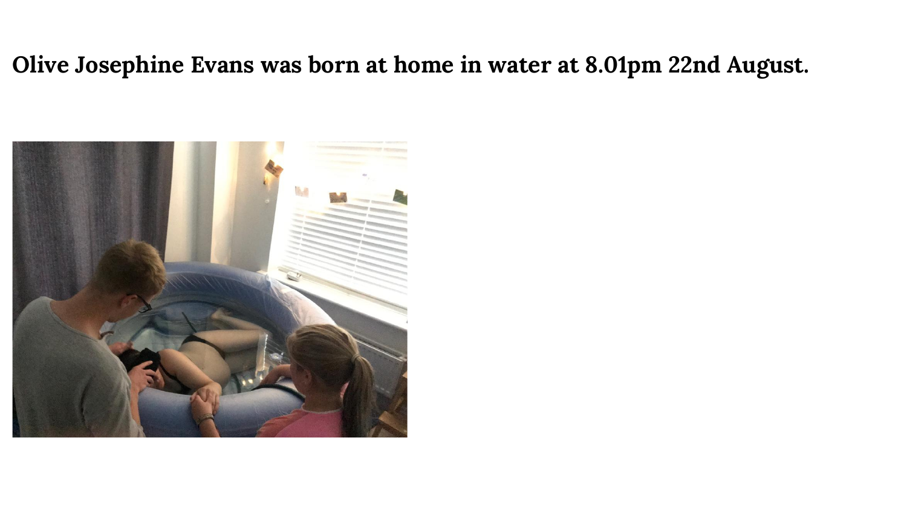**Olive Josephine Evans was born at home in water at 8.01pm 22nd August.**